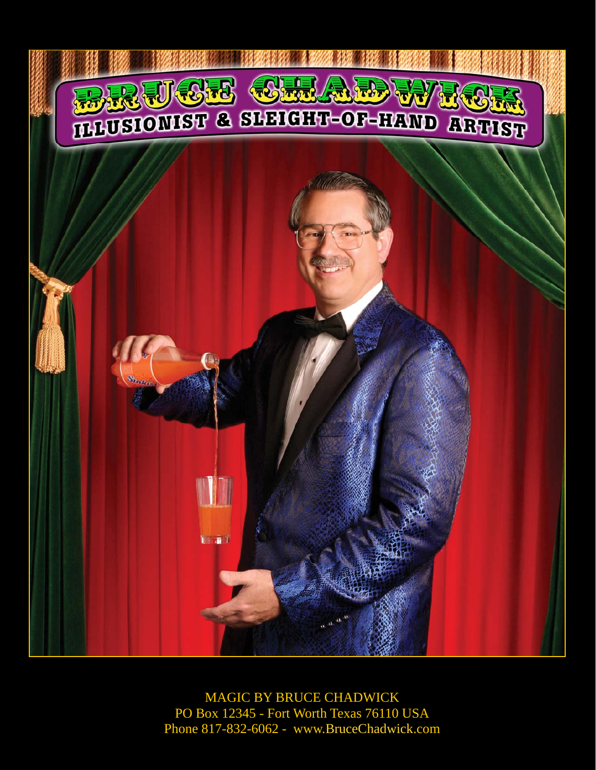# BRUCE CHADWICK

## ILLUSIONIST & SLEIGHT-OF-HAND ARTIST

MAGIC BY BRUCE CHADWICK
PO Box 12345 - Fort Worth Texas 76110 USA
Phone 817-832-6062 - www.BruceChadwick.com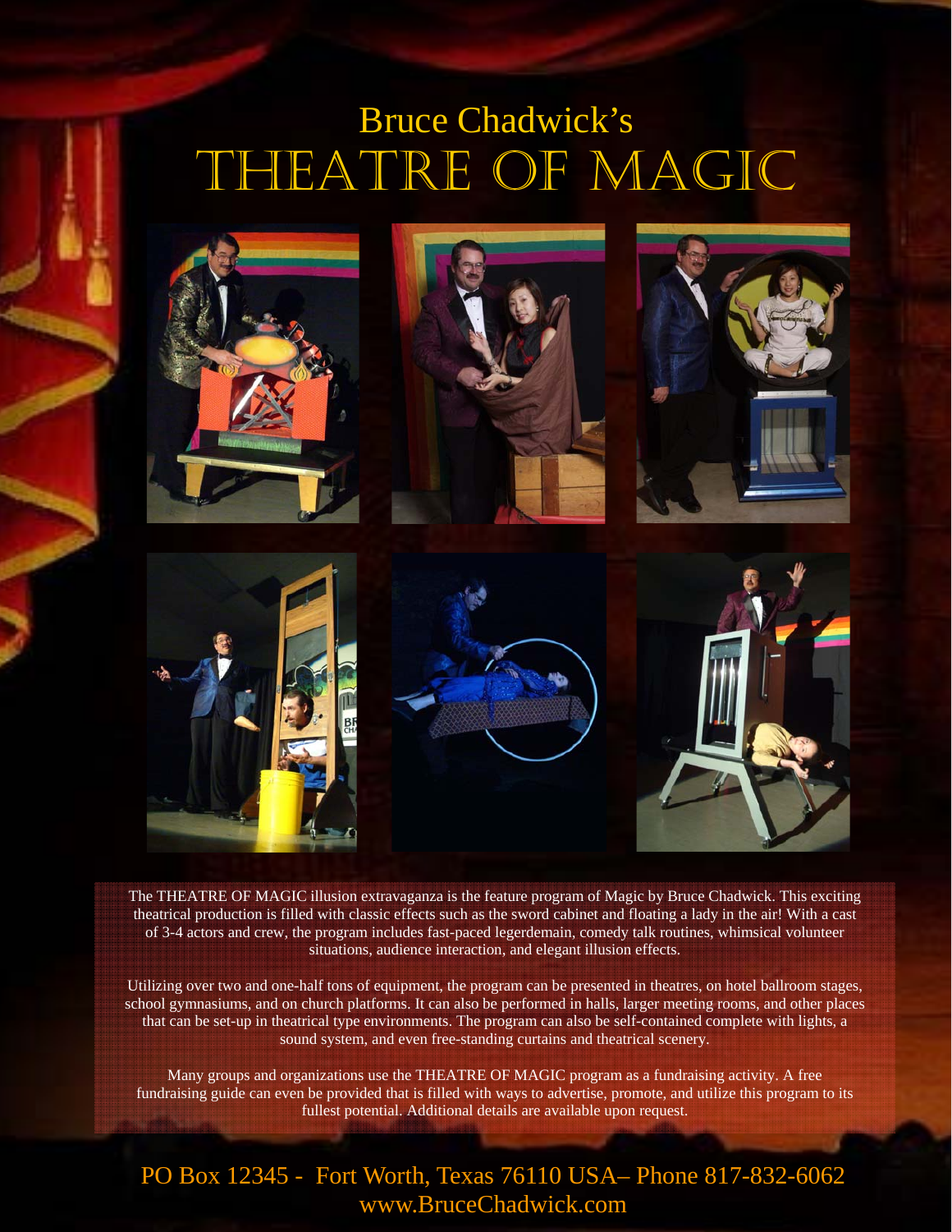# Bruce Chadwick's

# THEATRE OF MAGIC

The THEATRE OF MAGIC illusion extravaganza is the feature program of Magic by Bruce Chadwick. This exciting theatrical production is filled with classic effects such as the sword cabinet and floating a lady in the air! With a cast of 3-4 actors and crew, the program includes fast-paced legerdemain, comedy talk routines, whimsical volunteer situations, audience interaction, and elegant illusion effects.

Utilizing over two and one-half tons of equipment, the program can be presented in theatres, on hotel ballroom stages, school gymnasiums, and on church platforms. It can also be performed in halls, larger meeting rooms, and other places that can be set-up in theatrical type environments. The program can also be self-contained complete with lights, a sound system, and even free-standing curtains and theatrical scenery.

Many groups and organizations use the THEATRE OF MAGIC program as a fundraising activity. A free fundraising guide can even be provided that is filled with ways to advertise, promote, and utilize this program to its fullest potential. Additional details are available upon request.

PO Box 12345 - Fort Worth, Texas 76110 USA– Phone 817-832-6062
www.BruceChadwick.com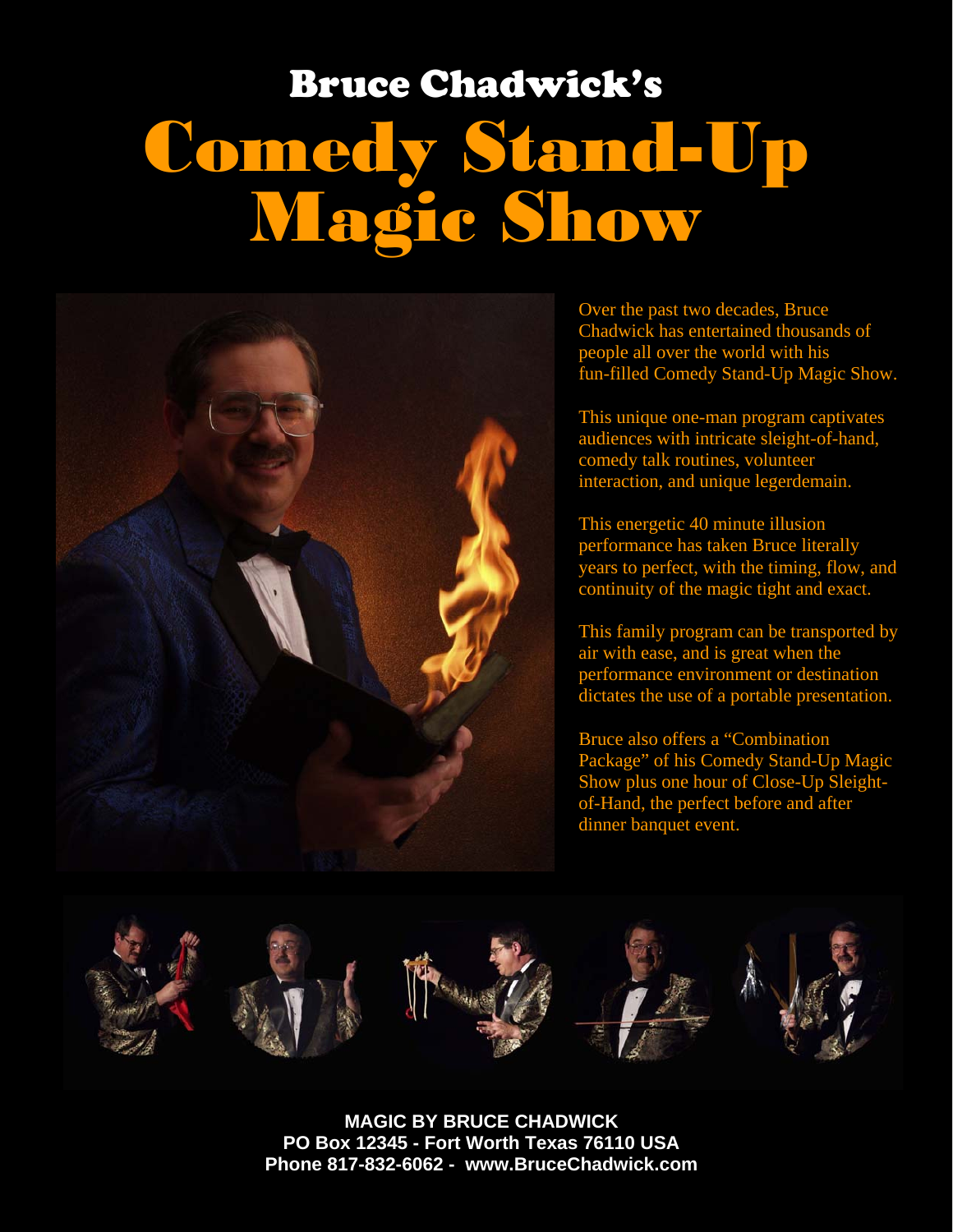# Bruce Chadwick's

# Comedy Stand-Up Magic Show

Over the past two decades, Bruce Chadwick has entertained thousands of people all over the world with his fun-filled Comedy Stand-Up Magic Show.

This unique one-man program captivates audiences with intricate sleight-of-hand, comedy talk routines, volunteer interaction, and unique legerdemain.

This energetic 40 minute illusion performance has taken Bruce literally years to perfect, with the timing, flow, and continuity of the magic tight and exact.

This family program can be transported by air with ease, and is great when the performance environment or destination dictates the use of a portable presentation.

Bruce also offers a "Combination Package" of his Comedy Stand-Up Magic Show plus one hour of Close-Up Sleight-of-Hand, the perfect before and after dinner banquet event.

**MAGIC BY BRUCE CHADWICK**
**PO Box 12345 - Fort Worth Texas 76110 USA**
**Phone 817-832-6062 - www.BruceChadwick.com**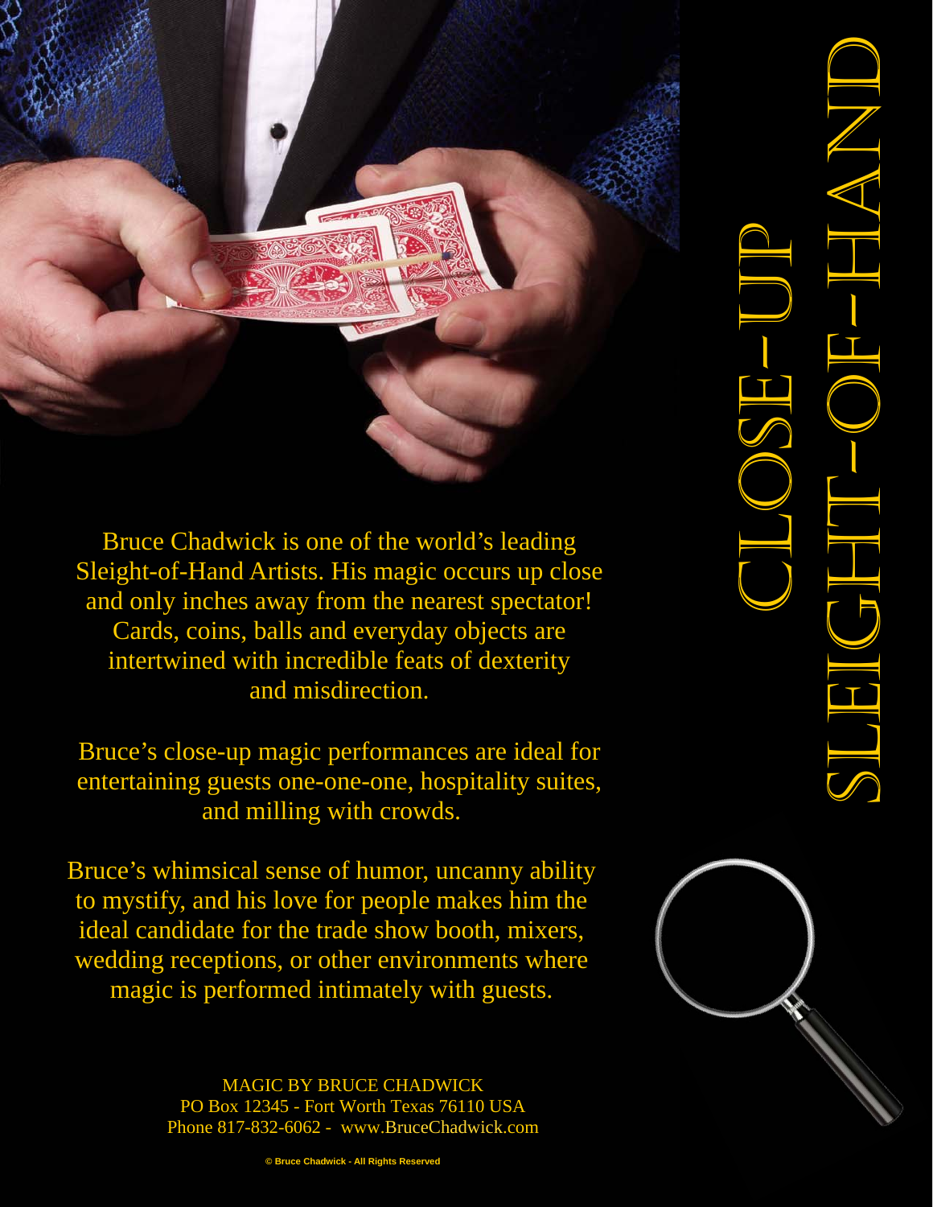# Close-Up Sleight-of-Hand

Bruce Chadwick is one of the world's leading Sleight-of-Hand Artists. His magic occurs up close and only inches away from the nearest spectator! Cards, coins, balls and everyday objects are intertwined with incredible feats of dexterity and misdirection.

Bruce's close-up magic performances are ideal for entertaining guests one-one-one, hospitality suites, and milling with crowds.

Bruce's whimsical sense of humor, uncanny ability to mystify, and his love for people makes him the ideal candidate for the trade show booth, mixers, wedding receptions, or other environments where magic is performed intimately with guests.

MAGIC BY BRUCE CHADWICK
PO Box 12345 - Fort Worth Texas 76110 USA
Phone 817-832-6062 - www.BruceChadwick.com

**© Bruce Chadwick - All Rights Reserved**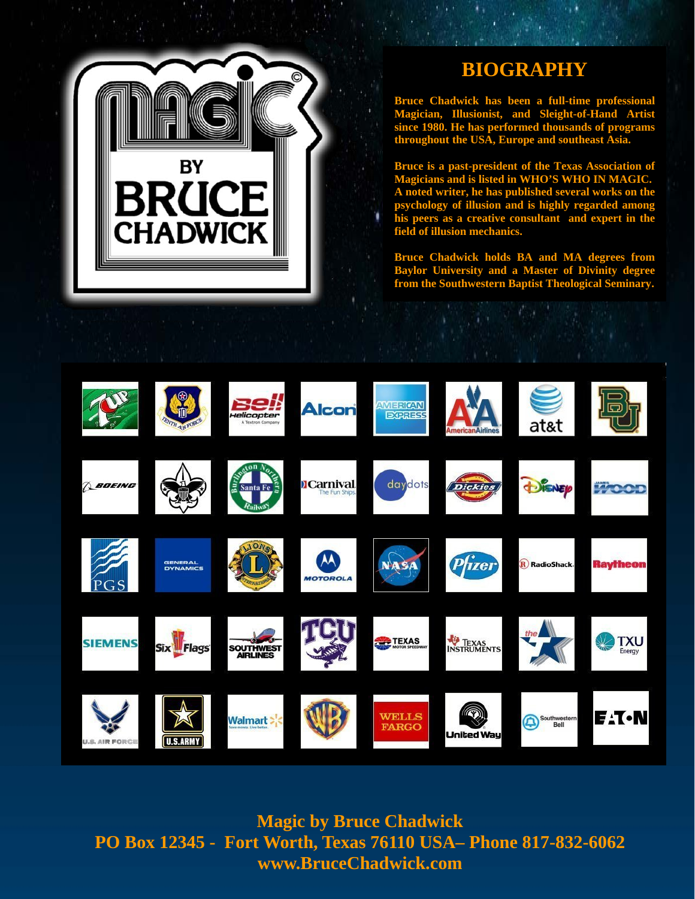MAGIC BY BRUCE CHADWICK

# BIOGRAPHY

**Bruce Chadwick has been a full-time professional Magician, Illusionist, and Sleight-of-Hand Artist since 1980. He has performed thousands of programs throughout the USA, Europe and southeast Asia.**

**Bruce is a past-president of the Texas Association of Magicians and is listed in WHO'S WHO IN MAGIC. A noted writer, he has published several works on the psychology of illusion and is highly regarded among his peers as a creative consultant and expert in the field of illusion mechanics.**

**Bruce Chadwick holds BA and MA degrees from Baylor University and a Master of Divinity degree from the Southwestern Baptist Theological Seminary.**

**Magic by Bruce Chadwick**
**PO Box 12345 - Fort Worth, Texas 76110 USA– Phone 817-832-6062**
**www.BruceChadwick.com**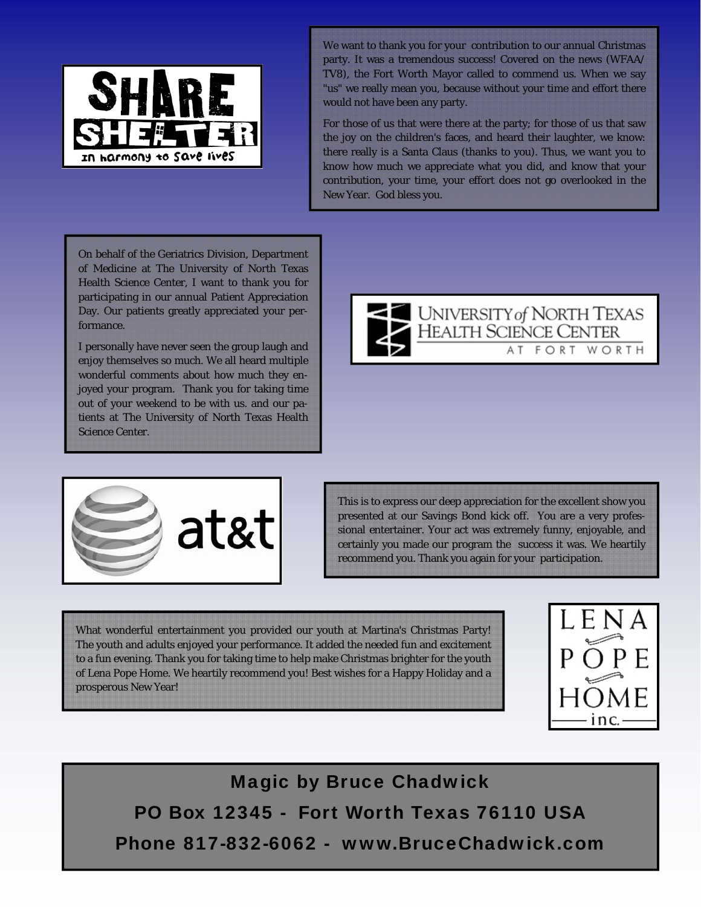SHARE SHELTER

In harmony to save lives

We want to thank you for your contribution to our annual Christmas party. It was a tremendous success! Covered on the news (WFAA/TV8), the Fort Worth Mayor called to commend us. When we say "us" we really mean you, because without your time and effort there would not have been any party.

For those of us that were there at the party; for those of us that saw the joy on the children's faces, and heard their laughter, we know: there really is a Santa Claus (thanks to you). Thus, we want you to know how much we appreciate what you did, and know that your contribution, your time, your effort does not go overlooked in the New Year. God bless you.

On behalf of the Geriatrics Division, Department of Medicine at The University of North Texas Health Science Center, I want to thank you for participating in our annual Patient Appreciation Day. Our patients greatly appreciated your performance.

I personally have never seen the group laugh and enjoy themselves so much. We all heard multiple wonderful comments about how much they enjoyed your program. Thank you for taking time out of your weekend to be with us. and our patients at The University of North Texas Health Science Center.

UNIVERSITY of NORTH TEXAS HEALTH SCIENCE CENTER AT FORT WORTH

at&t

This is to express our deep appreciation for the excellent show you presented at our Savings Bond kick off. You are a very professional entertainer. Your act was extremely funny, enjoyable, and certainly you made our program the success it was. We heartily recommend you. Thank you again for your participation.

What wonderful entertainment you provided our youth at Martina's Christmas Party! The youth and adults enjoyed your performance. It added the needed fun and excitement to a fun evening. Thank you for taking time to help make Christmas brighter for the youth of Lena Pope Home. We heartily recommend you! Best wishes for a Happy Holiday and a prosperous New Year!

LENA POPE HOME inc.

**Magic by Bruce Chadwick**

**PO Box 12345 - Fort Worth Texas 76110 USA**

**Phone 817-832-6062 - www.BruceChadwick.com**